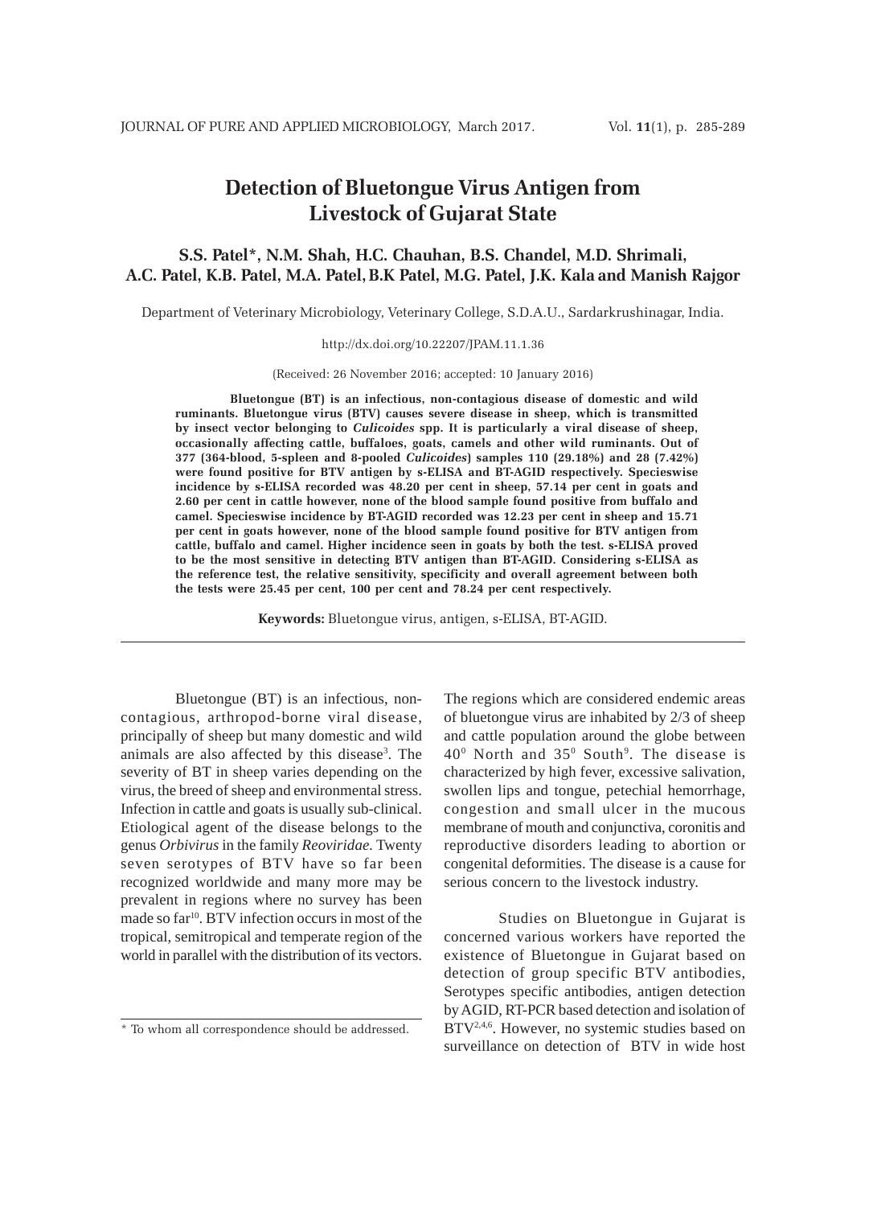# Detection of Bluetongue Virus Antigen from Livestock of Gujarat State

**S.S. Patel*, N.M. Shah, H.C. Chauhan, B.S. Chandel, M.D. Shrimali, A.C. Patel, K.B. Patel, M.A. Patel, B.K Patel, M.G. Patel, J.K. Kala and Manish Rajgor**

Department of Veterinary Microbiology, Veterinary College, S.D.A.U., Sardarkrushinagar, India.

http://dx.doi.org/10.22207/JPAM.11.1.36

(Received: 26 November 2016; accepted: 10 January 2016)

**Bluetongue (BT) is an infectious, non-contagious disease of domestic and wild ruminants. Bluetongue virus (BTV) causes severe disease in sheep, which is transmitted by insect vector belonging to *Culicoides* spp. It is particularly a viral disease of sheep, occasionally affecting cattle, buffaloes, goats, camels and other wild ruminants. Out of 377 (364-blood, 5-spleen and 8-pooled *Culicoides*) samples 110 (29.18%) and 28 (7.42%) were found positive for BTV antigen by s-ELISA and BT-AGID respectively. Specieswise incidence by s-ELISA recorded was 48.20 per cent in sheep, 57.14 per cent in goats and 2.60 per cent in cattle however, none of the blood sample found positive from buffalo and camel. Specieswise incidence by BT-AGID recorded was 12.23 per cent in sheep and 15.71 per cent in goats however, none of the blood sample found positive for BTV antigen from cattle, buffalo and camel. Higher incidence seen in goats by both the test. s-ELISA proved to be the most sensitive in detecting BTV antigen than BT-AGID. Considering s-ELISA as the reference test, the relative sensitivity, specificity and overall agreement between both the tests were 25.45 per cent, 100 per cent and 78.24 per cent respectively.**

**Keywords:** Bluetongue virus, antigen, s-ELISA, BT-AGID.

---

Bluetongue (BT) is an infectious, non-contagious, arthropod-borne viral disease, principally of sheep but many domestic and wild animals are also affected by this disease[3]. The severity of BT in sheep varies depending on the virus, the breed of sheep and environmental stress. Infection in cattle and goats is usually sub-clinical. Etiological agent of the disease belongs to the genus *Orbivirus* in the family *Reoviridae*. Twenty seven serotypes of BTV have so far been recognized worldwide and many more may be prevalent in regions where no survey has been made so far[10]. BTV infection occurs in most of the tropical, semitropical and temperate region of the world in parallel with the distribution of its vectors. The regions which are considered endemic areas of bluetongue virus are inhabited by 2/3 of sheep and cattle population around the globe between $40^0$ North and $35^0$ South[9]. The disease is characterized by high fever, excessive salivation, swollen lips and tongue, petechial hemorrhage, congestion and small ulcer in the mucous membrane of mouth and conjunctiva, coronitis and reproductive disorders leading to abortion or congenital deformities. The disease is a cause for serious concern to the livestock industry.

Studies on Bluetongue in Gujarat is concerned various workers have reported the existence of Bluetongue in Gujarat based on detection of group specific BTV antibodies, Serotypes specific antibodies, antigen detection by AGID, RT-PCR based detection and isolation of BTV[2,4,6]. However, no systemic studies based on surveillance on detection of BTV in wide host

\* To whom all correspondence should be addressed.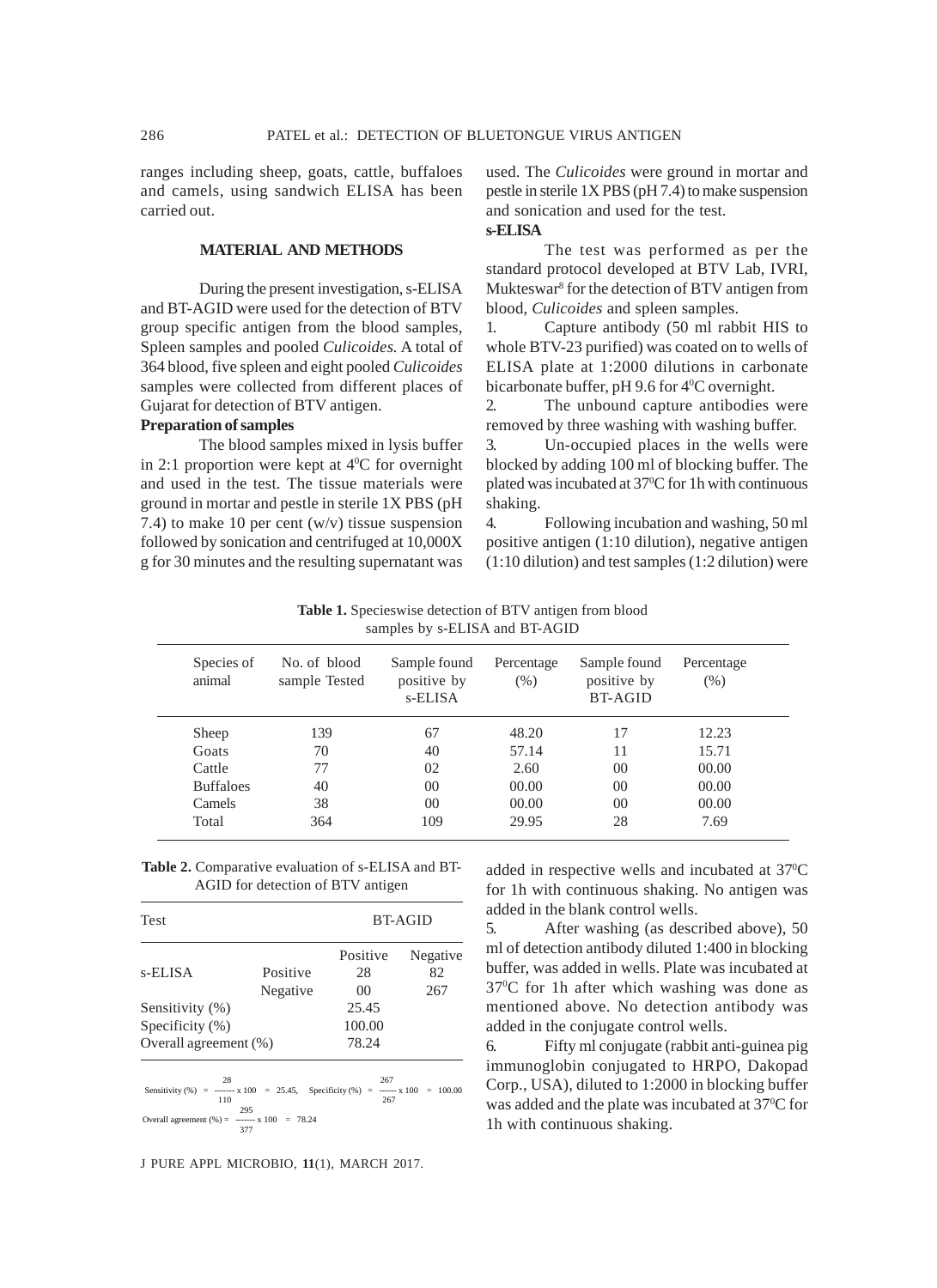ranges including sheep, goats, cattle, buffaloes and camels, using sandwich ELISA has been carried out.

## MATERIAL AND METHODS

During the present investigation, s-ELISA and BT-AGID were used for the detection of BTV group specific antigen from the blood samples, Spleen samples and pooled *Culicoides.* A total of 364 blood, five spleen and eight pooled *Culicoides* samples were collected from different places of Gujarat for detection of BTV antigen.

### Preparation of samples

The blood samples mixed in lysis buffer in 2:1 proportion were kept at $4^0$C for overnight and used in the test. The tissue materials were ground in mortar and pestle in sterile 1X PBS (pH 7.4) to make 10 per cent (w/v) tissue suspension followed by sonication and centrifuged at 10,000X g for 30 minutes and the resulting supernatant was used. The *Culicoides* were ground in mortar and pestle in sterile 1X PBS (pH 7.4) to make suspension and sonication and used for the test.

### s-ELISA

The test was performed as per the standard protocol developed at BTV Lab, IVRI, Mukteswar[8] for the detection of BTV antigen from blood, *Culicoides* and spleen samples.

1. Capture antibody (50 ml rabbit HIS to whole BTV-23 purified) was coated on to wells of ELISA plate at 1:2000 dilutions in carbonate bicarbonate buffer, pH 9.6 for $4^0$C overnight.
2. The unbound capture antibodies were removed by three washing with washing buffer.
3. Un-occupied places in the wells were blocked by adding 100 ml of blocking buffer. The plated was incubated at $37^0$C for 1h with continuous shaking.
4. Following incubation and washing, 50 ml positive antigen (1:10 dilution), negative antigen (1:10 dilution) and test samples (1:2 dilution) were added in respective wells and incubated at $37^0$C for 1h with continuous shaking. No antigen was added in the blank control wells.
5. After washing (as described above), 50 ml of detection antibody diluted 1:400 in blocking buffer, was added in wells. Plate was incubated at $37^0$C for 1h after which washing was done as mentioned above. No detection antibody was added in the conjugate control wells.
6. Fifty ml conjugate (rabbit anti-guinea pig immunoglobin conjugated to HRPO, Dakopad Corp., USA), diluted to 1:2000 in blocking buffer was added and the plate was incubated at $37^0$C for 1h with continuous shaking.

**Table 1.** Specieswise detection of BTV antigen from blood samples by s-ELISA and BT-AGID

| Species of animal | No. of blood sample Tested | Sample found positive by s-ELISA | Percentage (%) | Sample found positive by BT-AGID | Percentage (%) |
|---|---|---|---|---|---|
| Sheep | 139 | 67 | 48.20 | 17 | 12.23 |
| Goats | 70 | 40 | 57.14 | 11 | 15.71 |
| Cattle | 77 | 02 | 2.60 | 00 | 00.00 |
| Buffaloes | 40 | 00 | 00.00 | 00 | 00.00 |
| Camels | 38 | 00 | 00.00 | 00 | 00.00 |
| Total | 364 | 109 | 29.95 | 28 | 7.69 |

**Table 2.** Comparative evaluation of s-ELISA and BT-AGID for detection of BTV antigen

| Test | | BT-AGID | |
|---|---|---|---|
| | | Positive | Negative |
| s-ELISA | Positive | 28 | 82 |
| | Negative | 00 | 267 |
| Sensitivity (%) | | 25.45 | |
| Specificity (%) | | 100.00 | |
| Overall agreement (%) | | 78.24 | |

Sensitivity (%) $= \frac{28}{110} \times 100 = 25.45$, Specificity (%) $= \frac{267}{267} \times 100 = 100.00$

Overall agreement (%) $= \frac{295}{377} \times 100 = 78.24$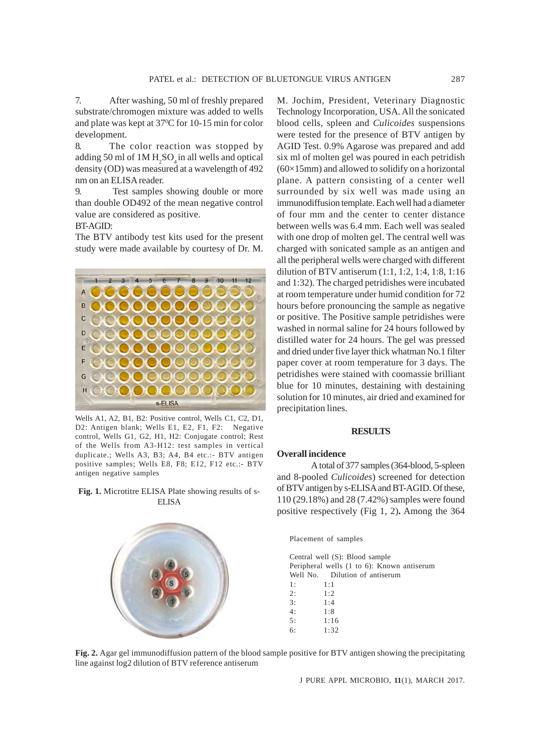7. After washing, 50 ml of freshly prepared substrate/chromogen mixture was added to wells and plate was kept at 37$^0$C for 10-15 min for color development.

8. The color reaction was stopped by adding 50 ml of 1M $H_2SO_4$ in all wells and optical density (OD) was measured at a wavelength of 492 nm on an ELISA reader.

9. Test samples showing double or more than double OD492 of the mean negative control value are considered as positive.

BT-AGID:

The BTV antibody test kits used for the present study were made available by courtesy of Dr. M. Jochim, President, Veterinary Diagnostic Technology Incorporation, USA. All the sonicated blood cells, spleen and *Culicoides* suspensions were tested for the presence of BTV antigen by AGID Test. 0.9% Agarose was prepared and add six ml of molten gel was poured in each petridish (60×15mm) and allowed to solidify on a horizontal plane. A pattern consisting of a center well surrounded by six well was made using an immunodiffusion template. Each well had a diameter of four mm and the center to center distance between wells was 6.4 mm. Each well was sealed with one drop of molten gel. The central well was charged with sonicated sample as an antigen and all the peripheral wells were charged with different dilution of BTV antiserum (1:1, 1:2, 1:4, 1:8, 1:16 and 1:32). The charged petridishes were incubated at room temperature under humid condition for 72 hours before pronouncing the sample as negative or positive. The Positive sample petridishes were washed in normal saline for 24 hours followed by distilled water for 24 hours. The gel was pressed and dried under five layer thick whatman No.1 filter paper cover at room temperature for 3 days. The petridishes were stained with coomassie brilliant blue for 10 minutes, destaining with destaining solution for 10 minutes, air dried and examined for precipitation lines.

Wells A1, A2, B1, B2: Positive control, Wells C1, C2, D1, D2: Antigen blank; Wells E1, E2, F1, F2: Negative control, Wells G1, G2, H1, H2: Conjugate control; Rest of the Wells from A3-H12: test samples in vertical duplicate.; Wells A3, B3; A4, B4 etc.:- BTV antigen positive samples; Wells E8, F8; E12, F12 etc.:- BTV antigen negative samples

**Fig. 1.** Microtitre ELISA Plate showing results of s-ELISA

Placement of samples

Central well (S): Blood sample
Peripheral wells (1 to 6): Known antiserum

| Well No. | Dilution of antiserum |
|---|---|
| 1: | 1:1 |
| 2: | 1:2 |
| 3: | 1:4 |
| 4: | 1:8 |
| 5: | 1:16 |
| 6: | 1:32 |

**Fig. 2.** Agar gel immunodiffusion pattern of the blood sample positive for BTV antigen showing the precipitating line against log2 dilution of BTV reference antiserum

## RESULTS

### Overall incidence

A total of 377 samples (364-blood, 5-spleen and 8-pooled *Culicoides*) screened for detection of BTV antigen by s-ELISA and BT-AGID. Of these, 110 (29.18%) and 28 (7.42%) samples were found positive respectively (Fig 1, 2). Among the 364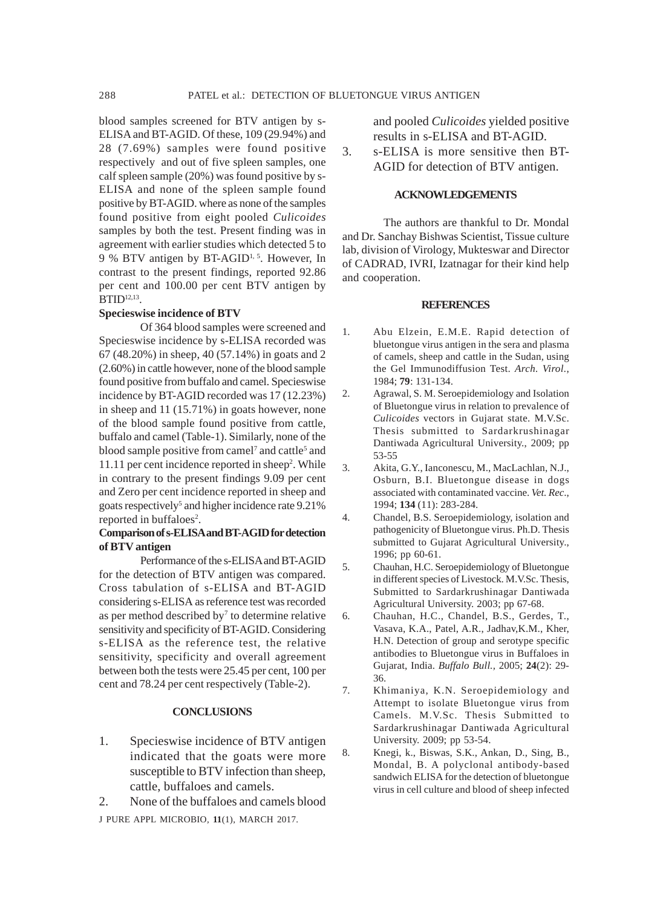blood samples screened for BTV antigen by s-ELISA and BT-AGID. Of these, 109 (29.94%) and 28 (7.69%) samples were found positive respectively and out of five spleen samples, one calf spleen sample (20%) was found positive by s-ELISA and none of the spleen sample found positive by BT-AGID. where as none of the samples found positive from eight pooled *Culicoides* samples by both the test. Present finding was in agreement with earlier studies which detected 5 to 9 % BTV antigen by BT-AGID[1, 5]. However, In contrast to the present findings, reported 92.86 per cent and 100.00 per cent BTV antigen by BTID[12,13].

**Specieswise incidence of BTV**

Of 364 blood samples were screened and Specieswise incidence by s-ELISA recorded was 67 (48.20%) in sheep, 40 (57.14%) in goats and 2 (2.60%) in cattle however, none of the blood sample found positive from buffalo and camel. Specieswise incidence by BT-AGID recorded was 17 (12.23%) in sheep and 11 (15.71%) in goats however, none of the blood sample found positive from cattle, buffalo and camel (Table-1). Similarly, none of the blood sample positive from camel[7] and cattle[5] and 11.11 per cent incidence reported in sheep[2]. While in contrary to the present findings 9.09 per cent and Zero per cent incidence reported in sheep and goats respectively[5] and higher incidence rate 9.21% reported in buffaloes[2].

**Comparison of s-ELISA and BT-AGID for detection of BTV antigen**

Performance of the s-ELISA and BT-AGID for the detection of BTV antigen was compared. Cross tabulation of s-ELISA and BT-AGID considering s-ELISA as reference test was recorded as per method described by[7] to determine relative sensitivity and specificity of BT-AGID. Considering s-ELISA as the reference test, the relative sensitivity, specificity and overall agreement between both the tests were 25.45 per cent, 100 per cent and 78.24 per cent respectively (Table-2).

## CONCLUSIONS

1. Specieswise incidence of BTV antigen indicated that the goats were more susceptible to BTV infection than sheep, cattle, buffaloes and camels.
2. None of the buffaloes and camels blood and pooled *Culicoides* yielded positive results in s-ELISA and BT-AGID.
3. s-ELISA is more sensitive then BT-AGID for detection of BTV antigen.

## ACKNOWLEDGEMENTS

The authors are thankful to Dr. Mondal and Dr. Sanchay Bishwas Scientist, Tissue culture lab, division of Virology, Mukteswar and Director of CADRAD, IVRI, Izatnagar for their kind help and cooperation.

## REFERENCES

1. Abu Elzein, E.M.E. Rapid detection of bluetongue virus antigen in the sera and plasma of camels, sheep and cattle in the Sudan, using the Gel Immunodiffusion Test. *Arch. Virol.*, 1984; **79**: 131-134.
2. Agrawal, S. M. Seroepidemiology and Isolation of Bluetongue virus in relation to prevalence of *Culicoides* vectors in Gujarat state. M.V.Sc. Thesis submitted to Sardarkrushinagar Dantiwada Agricultural University., 2009; pp 53-55
3. Akita, G.Y., Ianconescu, M., MacLachlan, N.J., Osburn, B.I. Bluetongue disease in dogs associated with contaminated vaccine. *Vet. Rec.*, 1994; **134** (11): 283-284.
4. Chandel, B.S. Seroepidemiology, isolation and pathogenicity of Bluetongue virus. Ph.D. Thesis submitted to Gujarat Agricultural University., 1996; pp 60-61.
5. Chauhan, H.C. Seroepidemiology of Bluetongue in different species of Livestock. M.V.Sc. Thesis, Submitted to Sardarkrushinagar Dantiwada Agricultural University. 2003; pp 67-68.
6. Chauhan, H.C., Chandel, B.S., Gerdes, T., Vasava, K.A., Patel, A.R., Jadhav,K.M., Kher, H.N. Detection of group and serotype specific antibodies to Bluetongue virus in Buffaloes in Gujarat, India. *Buffalo Bull.*, 2005; **24**(2): 29-36.
7. Khimaniya, K.N. Seroepidemiology and Attempt to isolate Bluetongue virus from Camels. M.V.Sc. Thesis Submitted to Sardarkrushinagar Dantiwada Agricultural University. 2009; pp 53-54.
8. Knegi, k., Biswas, S.K., Ankan, D., Sing, B., Mondal, B. A polyclonal antibody-based sandwich ELISA for the detection of bluetongue virus in cell culture and blood of sheep infected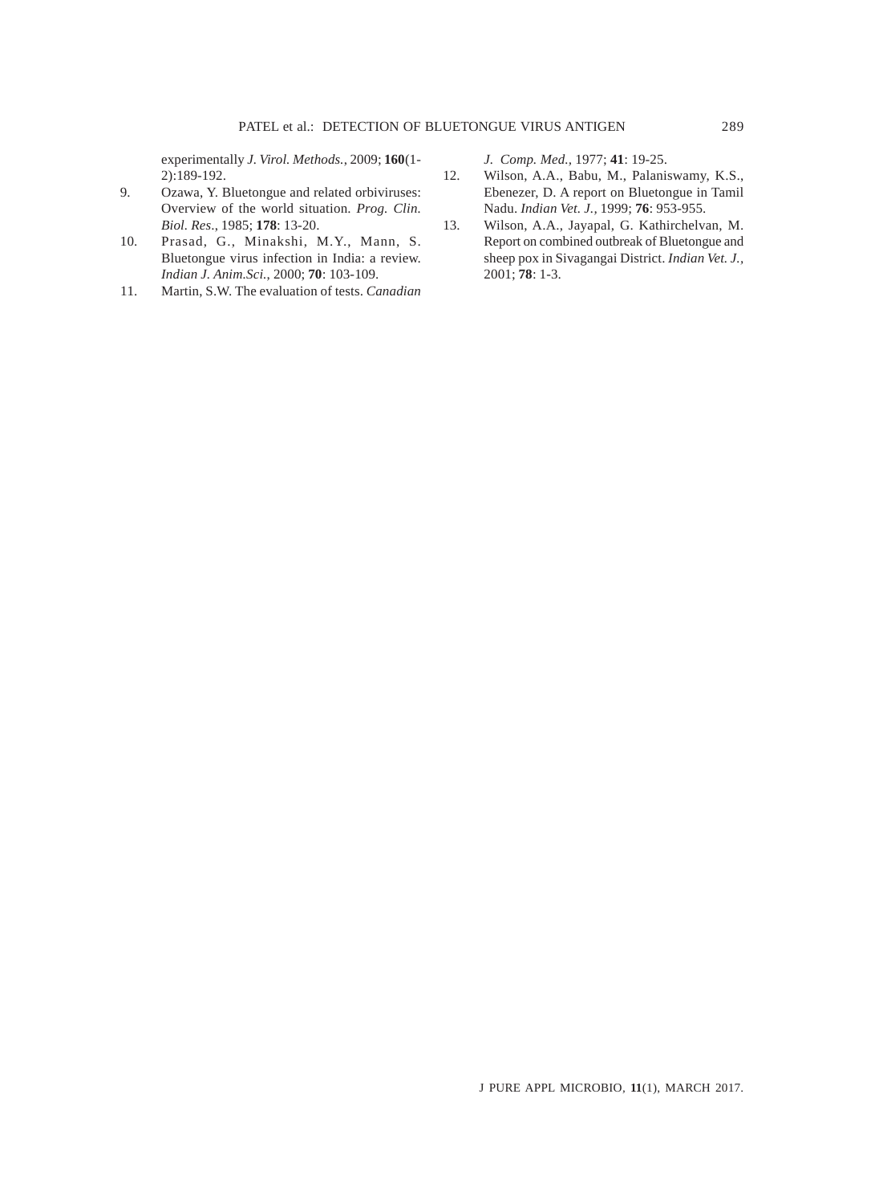experimentally *J. Virol. Methods.*, 2009; **160**(1-2):189-192.

9. Ozawa, Y. Bluetongue and related orbiviruses: Overview of the world situation. *Prog. Clin. Biol. Res.*, 1985; **178**: 13-20.
10. Prasad, G., Minakshi, M.Y., Mann, S. Bluetongue virus infection in India: a review. *Indian J. Anim.Sci.*, 2000; **70**: 103-109.
11. Martin, S.W. The evaluation of tests. *Canadian J. Comp. Med.*, 1977; **41**: 19-25.
12. Wilson, A.A., Babu, M., Palaniswamy, K.S., Ebenezer, D. A report on Bluetongue in Tamil Nadu. *Indian Vet. J.*, 1999; **76**: 953-955.
13. Wilson, A.A., Jayapal, G. Kathirchelvan, M. Report on combined outbreak of Bluetongue and sheep pox in Sivagangai District. *Indian Vet. J.*, 2001; **78**: 1-3.